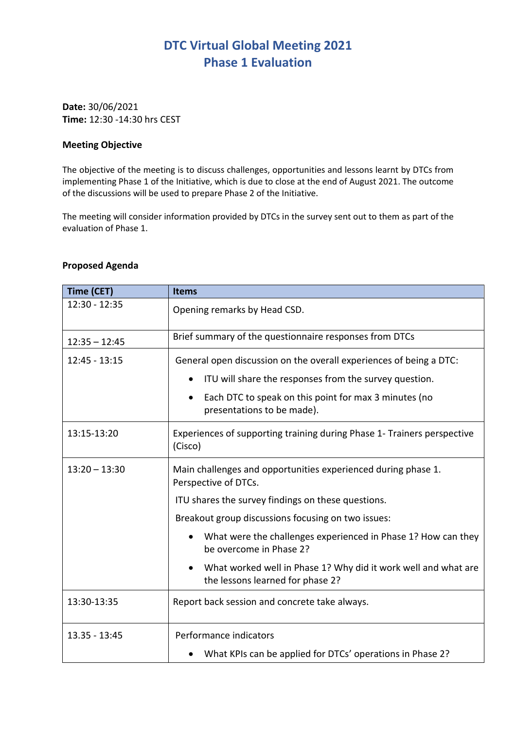# DTC Virtual Global Meeting 2021
## Phase 1 Evaluation

**Date:** 30/06/2021
**Time:** 12:30 -14:30 hrs CEST

**Meeting Objective**

The objective of the meeting is to discuss challenges, opportunities and lessons learnt by DTCs from implementing Phase 1 of the Initiative, which is due to close at the end of August 2021. The outcome of the discussions will be used to prepare Phase 2 of the Initiative.

The meeting will consider information provided by DTCs in the survey sent out to them as part of the evaluation of Phase 1.

**Proposed Agenda**

| Time (CET) | Items |
|---|---|
| 12:30 - 12:35 | Opening remarks by Head CSD. |
| 12:35 – 12:45 | Brief summary of the questionnaire responses from DTCs |
| 12:45 - 13:15 | General open discussion on the overall experiences of being a DTC:<br>• ITU will share the responses from the survey question.<br>• Each DTC to speak on this point for max 3 minutes (no presentations to be made). |
| 13:15-13:20 | Experiences of supporting training during Phase 1- Trainers perspective (Cisco) |
| 13:20 – 13:30 | Main challenges and opportunities experienced during phase 1. Perspective of DTCs.<br>ITU shares the survey findings on these questions.<br>Breakout group discussions focusing on two issues:<br>• What were the challenges experienced in Phase 1? How can they be overcome in Phase 2?<br>• What worked well in Phase 1? Why did it work well and what are the lessons learned for phase 2? |
| 13:30-13:35 | Report back session and concrete take always. |
| 13.35 - 13:45 | Performance indicators<br>• What KPIs can be applied for DTCs' operations in Phase 2? |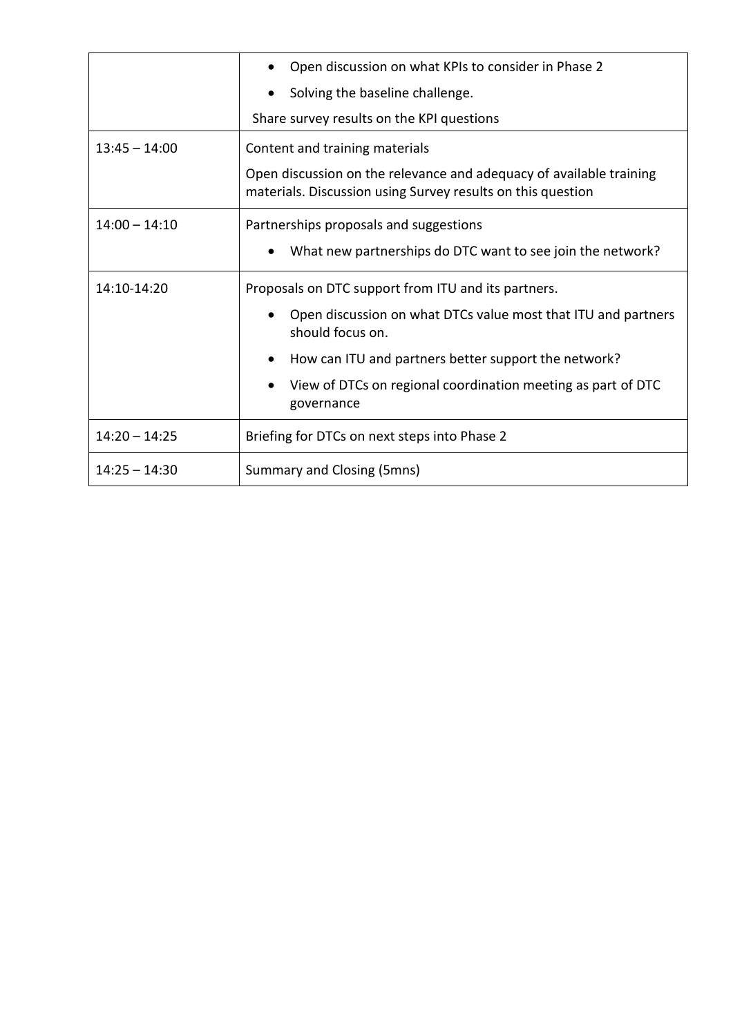| | |
|---|---|
| | • Open discussion on what KPIs to consider in Phase 2<br>• Solving the baseline challenge.<br>Share survey results on the KPI questions |
| 13:45 – 14:00 | Content and training materials<br>Open discussion on the relevance and adequacy of available training materials. Discussion using Survey results on this question |
| 14:00 – 14:10 | Partnerships proposals and suggestions<br>• What new partnerships do DTC want to see join the network? |
| 14:10-14:20 | Proposals on DTC support from ITU and its partners.<br>• Open discussion on what DTCs value most that ITU and partners should focus on.<br>• How can ITU and partners better support the network?<br>• View of DTCs on regional coordination meeting as part of DTC governance |
| 14:20 – 14:25 | Briefing for DTCs on next steps into Phase 2 |
| 14:25 – 14:30 | Summary and Closing (5mns) |